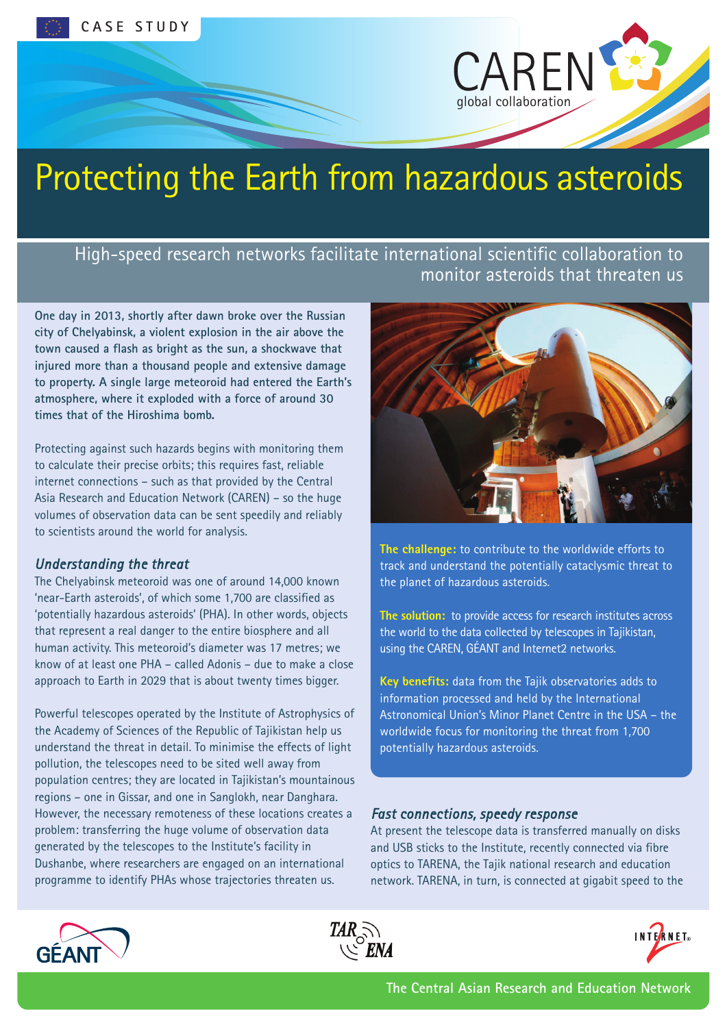CASE STUDY

CAREN global collaboration

# Protecting the Earth from hazardous asteroids

## High-speed research networks facilitate international scientific collaboration to monitor asteroids that threaten us

**One day in 2013, shortly after dawn broke over the Russian city of Chelyabinsk, a violent explosion in the air above the town caused a flash as bright as the sun, a shockwave that injured more than a thousand people and extensive damage to property. A single large meteoroid had entered the Earth's atmosphere, where it exploded with a force of around 30 times that of the Hiroshima bomb.**

Protecting against such hazards begins with monitoring them to calculate their precise orbits; this requires fast, reliable internet connections – such as that provided by the Central Asia Research and Education Network (CAREN) – so the huge volumes of observation data can be sent speedily and reliably to scientists around the world for analysis.

### *Understanding the threat*

The Chelyabinsk meteoroid was one of around 14,000 known 'near-Earth asteroids', of which some 1,700 are classified as 'potentially hazardous asteroids' (PHA). In other words, objects that represent a real danger to the entire biosphere and all human activity. This meteoroid's diameter was 17 metres; we know of at least one PHA – called Adonis – due to make a close approach to Earth in 2029 that is about twenty times bigger.

Powerful telescopes operated by the Institute of Astrophysics of the Academy of Sciences of the Republic of Tajikistan help us understand the threat in detail. To minimise the effects of light pollution, the telescopes need to be sited well away from population centres; they are located in Tajikistan's mountainous regions – one in Gissar, and one in Sanglokh, near Danghara. However, the necessary remoteness of these locations creates a problem: transferring the huge volume of observation data generated by the telescopes to the Institute's facility in Dushanbe, where researchers are engaged on an international programme to identify PHAs whose trajectories threaten us.

**The challenge:** to contribute to the worldwide efforts to track and understand the potentially cataclysmic threat to the planet of hazardous asteroids.

**The solution:** to provide access for research institutes across the world to the data collected by telescopes in Tajikistan, using the CAREN, GÉANT and Internet2 networks.

**Key benefits:** data from the Tajik observatories adds to information processed and held by the International Astronomical Union's Minor Planet Centre in the USA – the worldwide focus for monitoring the threat from 1,700 potentially hazardous asteroids.

### *Fast connections, speedy response*

At present the telescope data is transferred manually on disks and USB sticks to the Institute, recently connected via fibre optics to TARENA, the Tajik national research and education network. TARENA, in turn, is connected at gigabit speed to the

GÉANT TARENA INTERNET2

The Central Asian Research and Education Network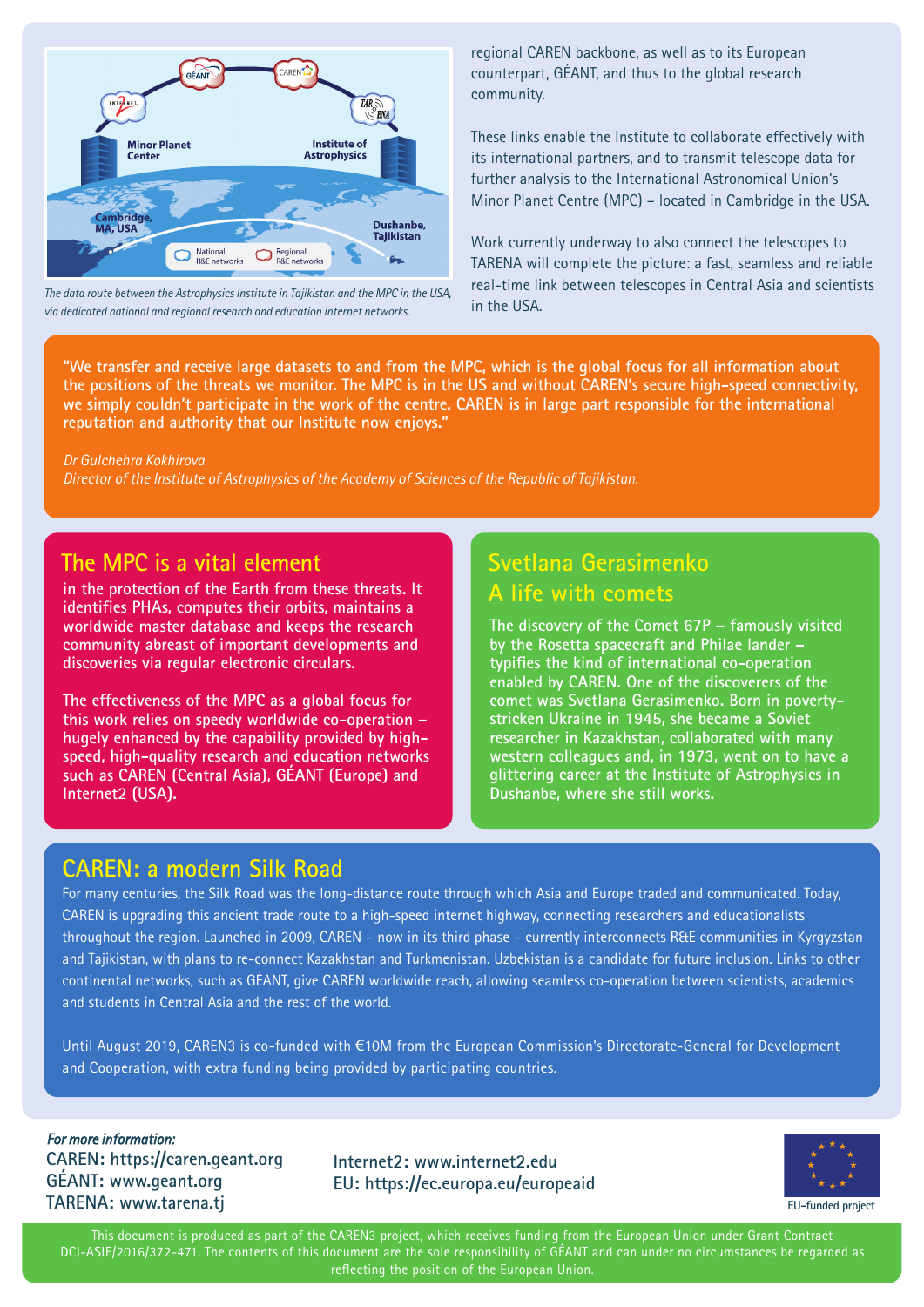*The data route between the Astrophysics Institute in Tajikistan and the MPC in the USA, via dedicated national and regional research and education internet networks.*

regional CAREN backbone, as well as to its European counterpart, GÉANT, and thus to the global research community.

These links enable the Institute to collaborate effectively with its international partners, and to transmit telescope data for further analysis to the International Astronomical Union's Minor Planet Centre (MPC) – located in Cambridge in the USA.

Work currently underway to also connect the telescopes to TARENA will complete the picture: a fast, seamless and reliable real-time link between telescopes in Central Asia and scientists in the USA.

**"We transfer and receive large datasets to and from the MPC, which is the global focus for all information about the positions of the threats we monitor. The MPC is in the US and without CAREN's secure high-speed connectivity, we simply couldn't participate in the work of the centre. CAREN is in large part responsible for the international reputation and authority that our Institute now enjoys."**

*Dr Gulchehra Kokhirova*
*Director of the Institute of Astrophysics of the Academy of Sciences of the Republic of Tajikistan.*

## The MPC is a vital element

**in the protection of the Earth from these threats. It identifies PHAs, computes their orbits, maintains a worldwide master database and keeps the research community abreast of important developments and discoveries via regular electronic circulars.**

**The effectiveness of the MPC as a global focus for this work relies on speedy worldwide co-operation – hugely enhanced by the capability provided by high-speed, high-quality research and education networks such as CAREN (Central Asia), GÉANT (Europe) and Internet2 (USA).**

## Svetlana Gerasimenko A life with comets

**The discovery of the Comet 67P – famously visited by the Rosetta spacecraft and Philae lander – typifies the kind of international co-operation enabled by CAREN. One of the discoverers of the comet was Svetlana Gerasimenko. Born in poverty-stricken Ukraine in 1945, she became a Soviet researcher in Kazakhstan, collaborated with many western colleagues and, in 1973, went on to have a glittering career at the Institute of Astrophysics in Dushanbe, where she still works.**

## CAREN: a modern Silk Road

For many centuries, the Silk Road was the long-distance route through which Asia and Europe traded and communicated. Today, CAREN is upgrading this ancient trade route to a high-speed internet highway, connecting researchers and educationalists throughout the region. Launched in 2009, CAREN – now in its third phase – currently interconnects R&E communities in Kyrgyzstan and Tajikistan, with plans to re-connect Kazakhstan and Turkmenistan. Uzbekistan is a candidate for future inclusion. Links to other continental networks, such as GÉANT, give CAREN worldwide reach, allowing seamless co-operation between scientists, academics and students in Central Asia and the rest of the world.

Until August 2019, CAREN3 is co-funded with €10M from the European Commission's Directorate-General for Development and Cooperation, with extra funding being provided by participating countries.

*For more information:*
**CAREN: https://caren.geant.org**
**GÉANT: www.geant.org**
**TARENA: www.tarena.tj**
**Internet2: www.internet2.edu**
**EU: https://ec.europa.eu/europeaid**

EU-funded project

This document is produced as part of the CAREN3 project, which receives funding from the European Union under Grant Contract DCI-ASIE/2016/372-471. The contents of this document are the sole responsibility of GÉANT and can under no circumstances be regarded as reflecting the position of the European Union.